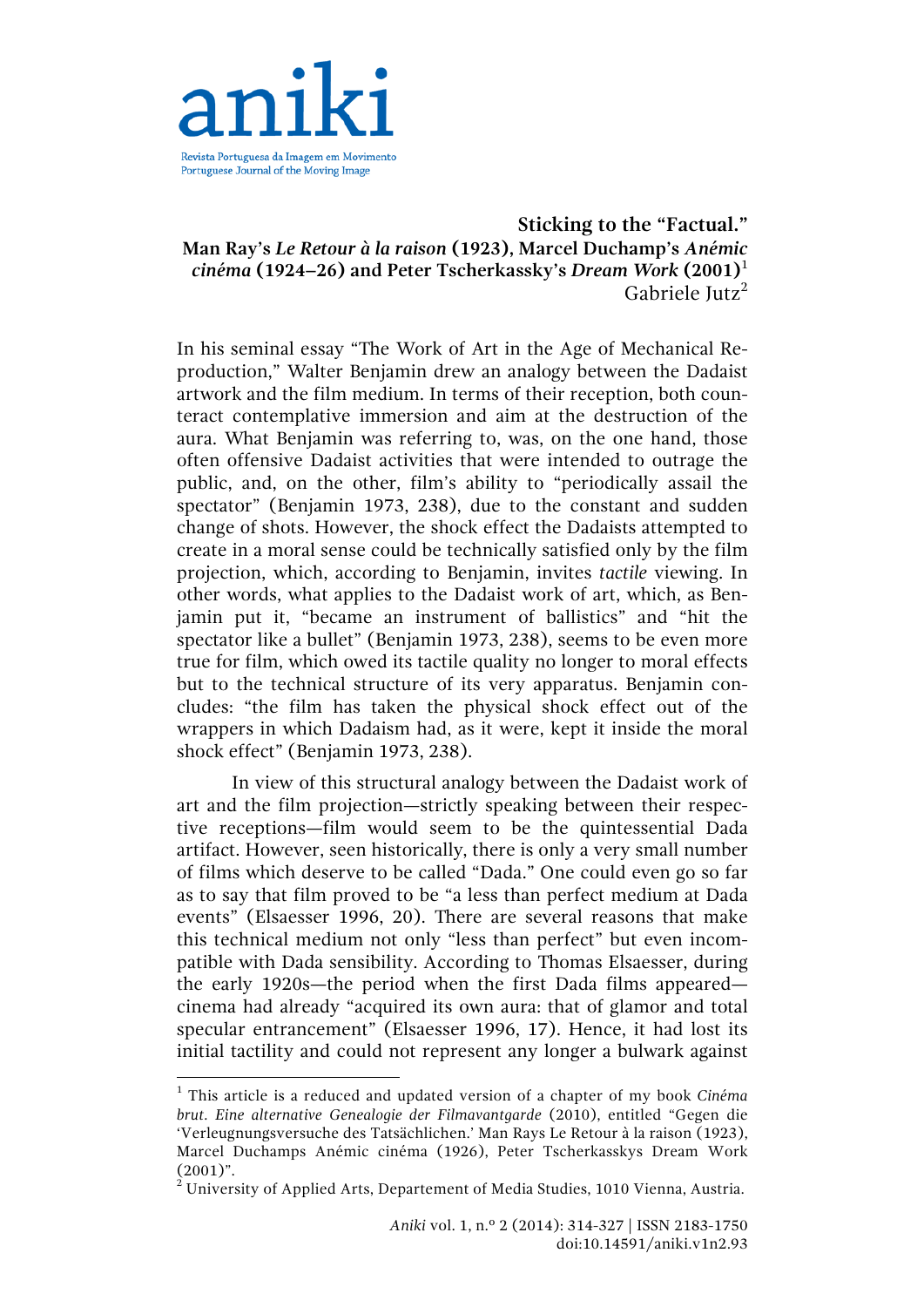## Sticking to the "Factual." Man Ray's *Le Retour à la raison* (1923), Marcel Duchamp's *Anémic cinéma* (1924–26) and Peter Tscherkassky's *Dream Work* (2001)[1]

Gabriele Jutz[2]

In his seminal essay "The Work of Art in the Age of Mechanical Reproduction," Walter Benjamin drew an analogy between the Dadaist artwork and the film medium. In terms of their reception, both counteract contemplative immersion and aim at the destruction of the aura. What Benjamin was referring to, was, on the one hand, those often offensive Dadaist activities that were intended to outrage the public, and, on the other, film's ability to "periodically assail the spectator" (Benjamin 1973, 238), due to the constant and sudden change of shots. However, the shock effect the Dadaists attempted to create in a moral sense could be technically satisfied only by the film projection, which, according to Benjamin, invites *tactile* viewing. In other words, what applies to the Dadaist work of art, which, as Benjamin put it, "became an instrument of ballistics" and "hit the spectator like a bullet" (Benjamin 1973, 238), seems to be even more true for film, which owed its tactile quality no longer to moral effects but to the technical structure of its very apparatus. Benjamin concludes: "the film has taken the physical shock effect out of the wrappers in which Dadaism had, as it were, kept it inside the moral shock effect" (Benjamin 1973, 238).

In view of this structural analogy between the Dadaist work of art and the film projection—strictly speaking between their respective receptions—film would seem to be the quintessential Dada artifact. However, seen historically, there is only a very small number of films which deserve to be called "Dada." One could even go so far as to say that film proved to be "a less than perfect medium at Dada events" (Elsaesser 1996, 20). There are several reasons that make this technical medium not only "less than perfect" but even incompatible with Dada sensibility. According to Thomas Elsaesser, during the early 1920s—the period when the first Dada films appeared—cinema had already "acquired its own aura: that of glamor and total specular entrancement" (Elsaesser 1996, 17). Hence, it had lost its initial tactility and could not represent any longer a bulwark against

---

[1] This article is a reduced and updated version of a chapter of my book *Cinéma brut. Eine alternative Genealogie der Filmavantgarde* (2010), entitled "Gegen die 'Verleugnungsversuche des Tatsächlichen.' Man Rays Le Retour à la raison (1923), Marcel Duchamps Anémic cinéma (1926), Peter Tscherkasskys Dream Work (2001)".

[2] University of Applied Arts, Departement of Media Studies, 1010 Vienna, Austria.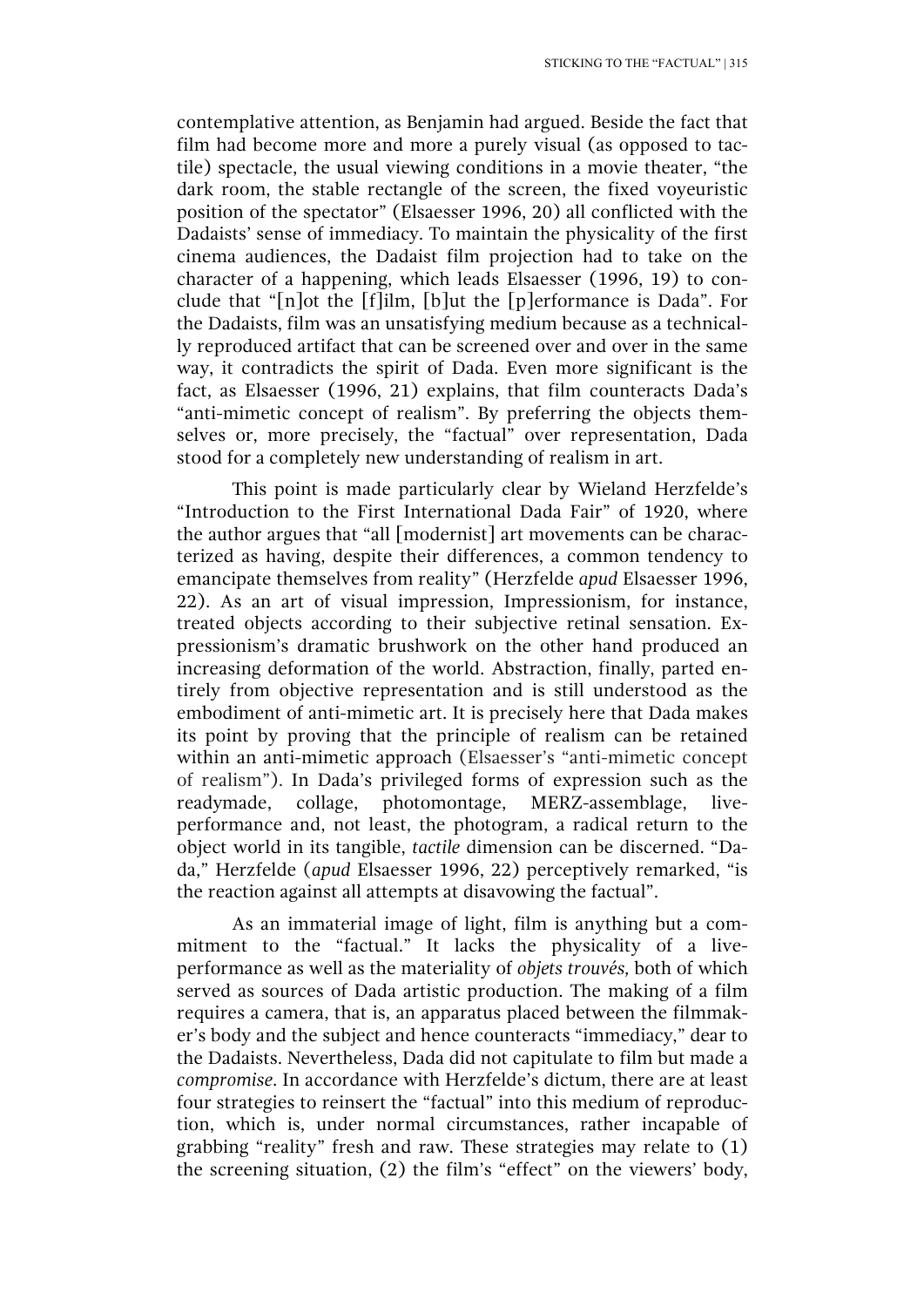contemplative attention, as Benjamin had argued. Beside the fact that film had become more and more a purely visual (as opposed to tactile) spectacle, the usual viewing conditions in a movie theater, "the dark room, the stable rectangle of the screen, the fixed voyeuristic position of the spectator" (Elsaesser 1996, 20) all conflicted with the Dadaists' sense of immediacy. To maintain the physicality of the first cinema audiences, the Dadaist film projection had to take on the character of a happening, which leads Elsaesser (1996, 19) to conclude that "[n]ot the [f]ilm, [b]ut the [p]erformance is Dada". For the Dadaists, film was an unsatisfying medium because as a technically reproduced artifact that can be screened over and over in the same way, it contradicts the spirit of Dada. Even more significant is the fact, as Elsaesser (1996, 21) explains, that film counteracts Dada's "anti-mimetic concept of realism". By preferring the objects themselves or, more precisely, the "factual" over representation, Dada stood for a completely new understanding of realism in art.

This point is made particularly clear by Wieland Herzfelde's "Introduction to the First International Dada Fair" of 1920, where the author argues that "all [modernist] art movements can be characterized as having, despite their differences, a common tendency to emancipate themselves from reality" (Herzfelde *apud* Elsaesser 1996, 22). As an art of visual impression, Impressionism, for instance, treated objects according to their subjective retinal sensation. Expressionism's dramatic brushwork on the other hand produced an increasing deformation of the world. Abstraction, finally, parted entirely from objective representation and is still understood as the embodiment of anti-mimetic art. It is precisely here that Dada makes its point by proving that the principle of realism can be retained within an anti-mimetic approach (Elsaesser's "anti-mimetic concept of realism"). In Dada's privileged forms of expression such as the readymade, collage, photomontage, MERZ-assemblage, live-performance and, not least, the photogram, a radical return to the object world in its tangible, *tactile* dimension can be discerned. "Dada," Herzfelde (*apud* Elsaesser 1996, 22) perceptively remarked, "is the reaction against all attempts at disavowing the factual".

As an immaterial image of light, film is anything but a commitment to the "factual." It lacks the physicality of a live-performance as well as the materiality of *objets trouvés,* both of which served as sources of Dada artistic production. The making of a film requires a camera, that is, an apparatus placed between the filmmaker's body and the subject and hence counteracts "immediacy," dear to the Dadaists. Nevertheless, Dada did not capitulate to film but made a *compromise*. In accordance with Herzfelde's dictum, there are at least four strategies to reinsert the "factual" into this medium of reproduction, which is, under normal circumstances, rather incapable of grabbing "reality" fresh and raw. These strategies may relate to (1) the screening situation, (2) the film's "effect" on the viewers' body,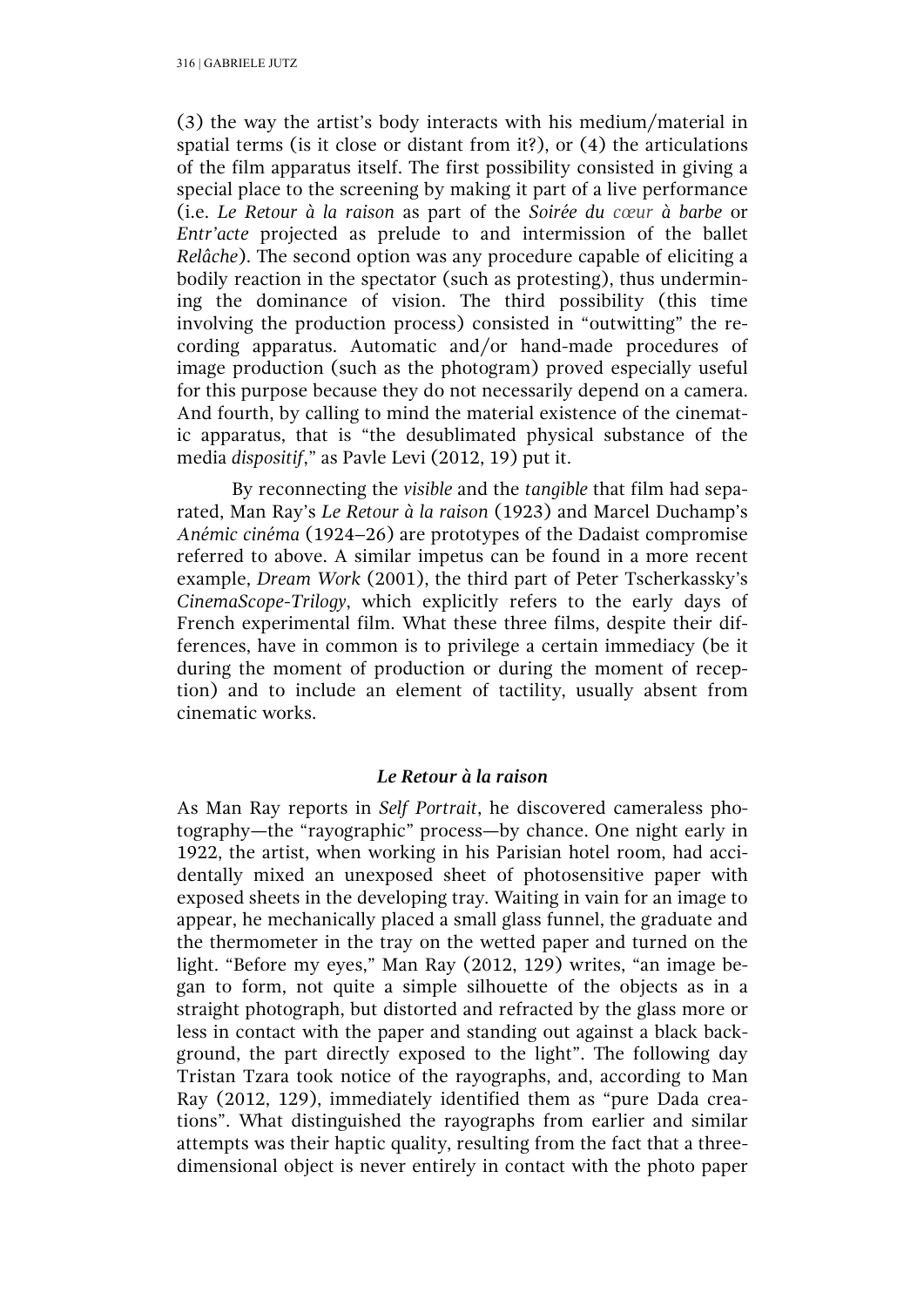(3) the way the artist's body interacts with his medium/material in spatial terms (is it close or distant from it?), or (4) the articulations of the film apparatus itself. The first possibility consisted in giving a special place to the screening by making it part of a live performance (i.e. *Le Retour à la raison* as part of the *Soirée du cœur à barbe* or *Entr'acte* projected as prelude to and intermission of the ballet *Relâche*). The second option was any procedure capable of eliciting a bodily reaction in the spectator (such as protesting), thus undermining the dominance of vision. The third possibility (this time involving the production process) consisted in "outwitting" the recording apparatus. Automatic and/or hand-made procedures of image production (such as the photogram) proved especially useful for this purpose because they do not necessarily depend on a camera. And fourth, by calling to mind the material existence of the cinematic apparatus, that is "the desublimated physical substance of the media *dispositif*," as Pavle Levi (2012, 19) put it.

By reconnecting the *visible* and the *tangible* that film had separated, Man Ray's *Le Retour à la raison* (1923) and Marcel Duchamp's *Anémic cinéma* (1924–26) are prototypes of the Dadaist compromise referred to above. A similar impetus can be found in a more recent example, *Dream Work* (2001), the third part of Peter Tscherkassky's *CinemaScope-Trilogy*, which explicitly refers to the early days of French experimental film. What these three films, despite their differences, have in common is to privilege a certain immediacy (be it during the moment of production or during the moment of reception) and to include an element of tactility, usually absent from cinematic works.

## *Le Retour à la raison*

As Man Ray reports in *Self Portrait*, he discovered cameraless photography—the "rayographic" process—by chance. One night early in 1922, the artist, when working in his Parisian hotel room, had accidentally mixed an unexposed sheet of photosensitive paper with exposed sheets in the developing tray. Waiting in vain for an image to appear, he mechanically placed a small glass funnel, the graduate and the thermometer in the tray on the wetted paper and turned on the light. "Before my eyes," Man Ray (2012, 129) writes, "an image began to form, not quite a simple silhouette of the objects as in a straight photograph, but distorted and refracted by the glass more or less in contact with the paper and standing out against a black background, the part directly exposed to the light". The following day Tristan Tzara took notice of the rayographs, and, according to Man Ray (2012, 129), immediately identified them as "pure Dada creations". What distinguished the rayographs from earlier and similar attempts was their haptic quality, resulting from the fact that a three-dimensional object is never entirely in contact with the photo paper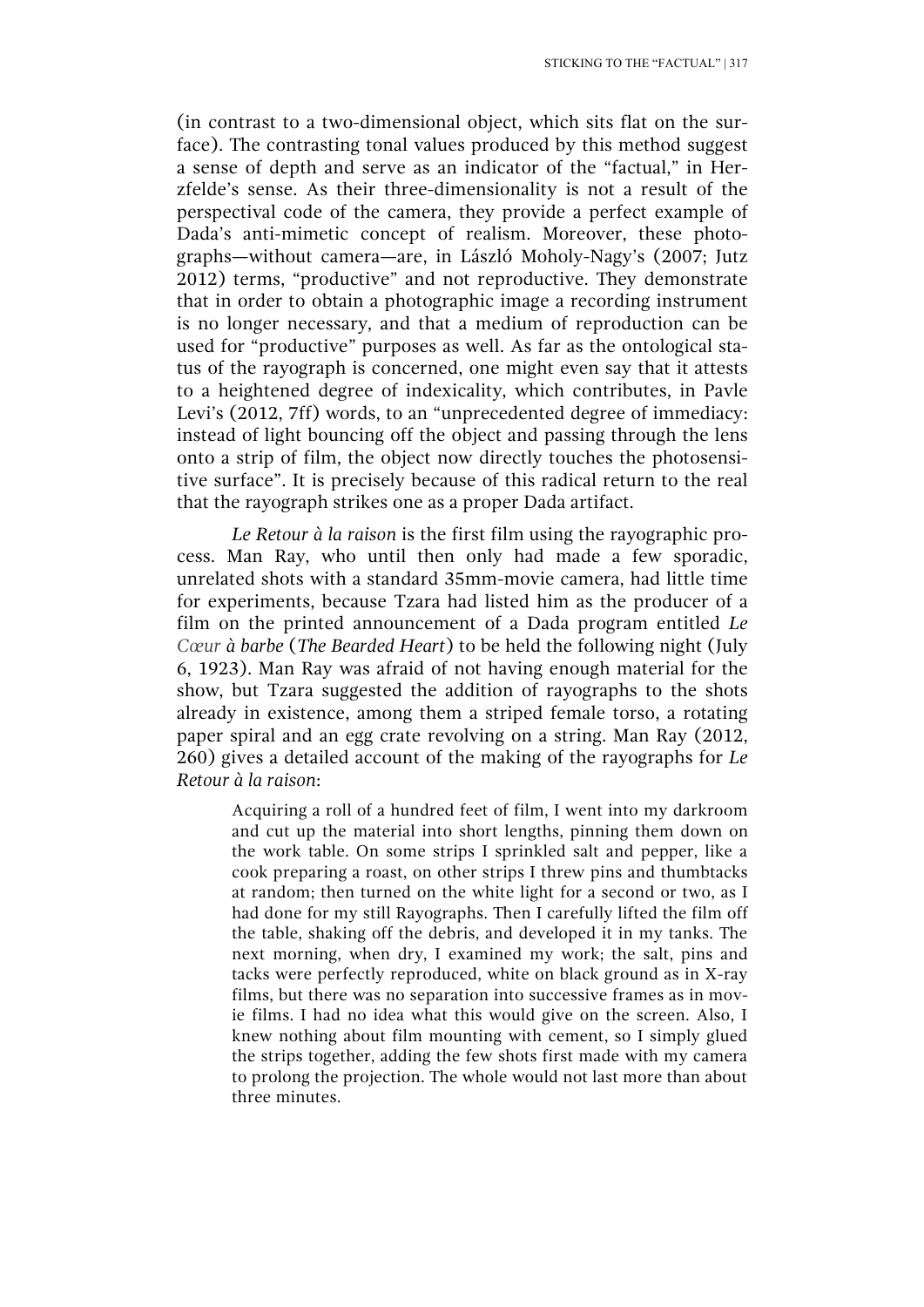(in contrast to a two-dimensional object, which sits flat on the surface). The contrasting tonal values produced by this method suggest a sense of depth and serve as an indicator of the "factual," in Herzfelde's sense. As their three-dimensionality is not a result of the perspectival code of the camera, they provide a perfect example of Dada's anti-mimetic concept of realism. Moreover, these photographs—without camera—are, in László Moholy-Nagy's (2007; Jutz 2012) terms, "productive" and not reproductive. They demonstrate that in order to obtain a photographic image a recording instrument is no longer necessary, and that a medium of reproduction can be used for "productive" purposes as well. As far as the ontological status of the rayograph is concerned, one might even say that it attests to a heightened degree of indexicality, which contributes, in Pavle Levi's (2012, 7ff) words, to an "unprecedented degree of immediacy: instead of light bouncing off the object and passing through the lens onto a strip of film, the object now directly touches the photosensitive surface". It is precisely because of this radical return to the real that the rayograph strikes one as a proper Dada artifact.

*Le Retour à la raison* is the first film using the rayographic process. Man Ray, who until then only had made a few sporadic, unrelated shots with a standard 35mm-movie camera, had little time for experiments, because Tzara had listed him as the producer of a film on the printed announcement of a Dada program entitled *Le Cœur à barbe* (*The Bearded Heart*) to be held the following night (July 6, 1923). Man Ray was afraid of not having enough material for the show, but Tzara suggested the addition of rayographs to the shots already in existence, among them a striped female torso, a rotating paper spiral and an egg crate revolving on a string. Man Ray (2012, 260) gives a detailed account of the making of the rayographs for *Le Retour à la raison*:

> Acquiring a roll of a hundred feet of film, I went into my darkroom and cut up the material into short lengths, pinning them down on the work table. On some strips I sprinkled salt and pepper, like a cook preparing a roast, on other strips I threw pins and thumbtacks at random; then turned on the white light for a second or two, as I had done for my still Rayographs. Then I carefully lifted the film off the table, shaking off the debris, and developed it in my tanks. The next morning, when dry, I examined my work; the salt, pins and tacks were perfectly reproduced, white on black ground as in X-ray films, but there was no separation into successive frames as in movie films. I had no idea what this would give on the screen. Also, I knew nothing about film mounting with cement, so I simply glued the strips together, adding the few shots first made with my camera to prolong the projection. The whole would not last more than about three minutes.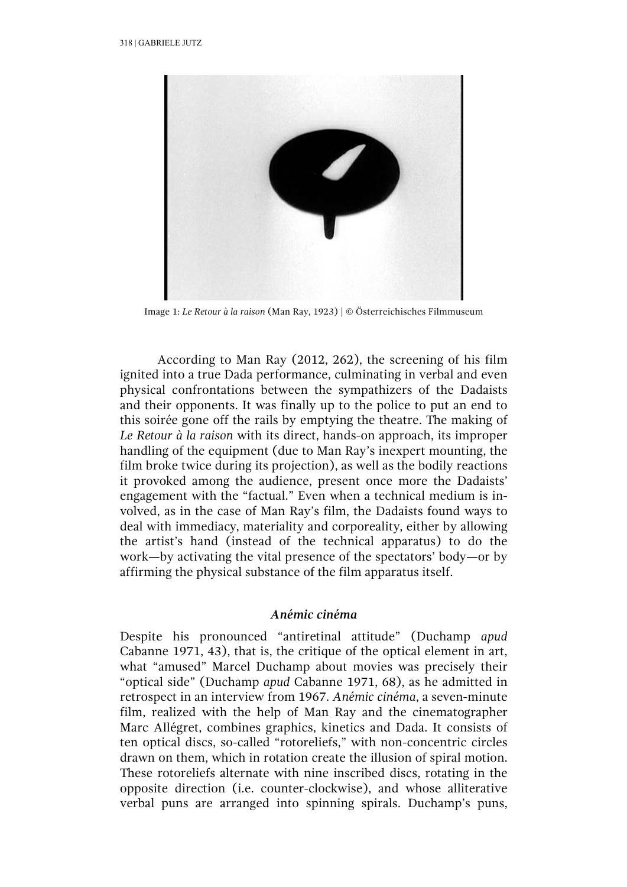Image 1: *Le Retour à la raison* (Man Ray, 1923) | © Österreichisches Filmmuseum

According to Man Ray (2012, 262), the screening of his film ignited into a true Dada performance, culminating in verbal and even physical confrontations between the sympathizers of the Dadaists and their opponents. It was finally up to the police to put an end to this soirée gone off the rails by emptying the theatre. The making of *Le Retour à la raison* with its direct, hands-on approach, its improper handling of the equipment (due to Man Ray's inexpert mounting, the film broke twice during its projection), as well as the bodily reactions it provoked among the audience, present once more the Dadaists' engagement with the "factual." Even when a technical medium is involved, as in the case of Man Ray's film, the Dadaists found ways to deal with immediacy, materiality and corporeality, either by allowing the artist's hand (instead of the technical apparatus) to do the work—by activating the vital presence of the spectators' body—or by affirming the physical substance of the film apparatus itself.

### *Anémic cinéma*

Despite his pronounced "antiretinal attitude" (Duchamp *apud* Cabanne 1971, 43), that is, the critique of the optical element in art, what "amused" Marcel Duchamp about movies was precisely their "optical side" (Duchamp *apud* Cabanne 1971, 68), as he admitted in retrospect in an interview from 1967. *Anémic cinéma*, a seven-minute film, realized with the help of Man Ray and the cinematographer Marc Allégret, combines graphics, kinetics and Dada. It consists of ten optical discs, so-called "rotoreliefs," with non-concentric circles drawn on them, which in rotation create the illusion of spiral motion. These rotoreliefs alternate with nine inscribed discs, rotating in the opposite direction (i.e. counter-clockwise), and whose alliterative verbal puns are arranged into spinning spirals. Duchamp's puns,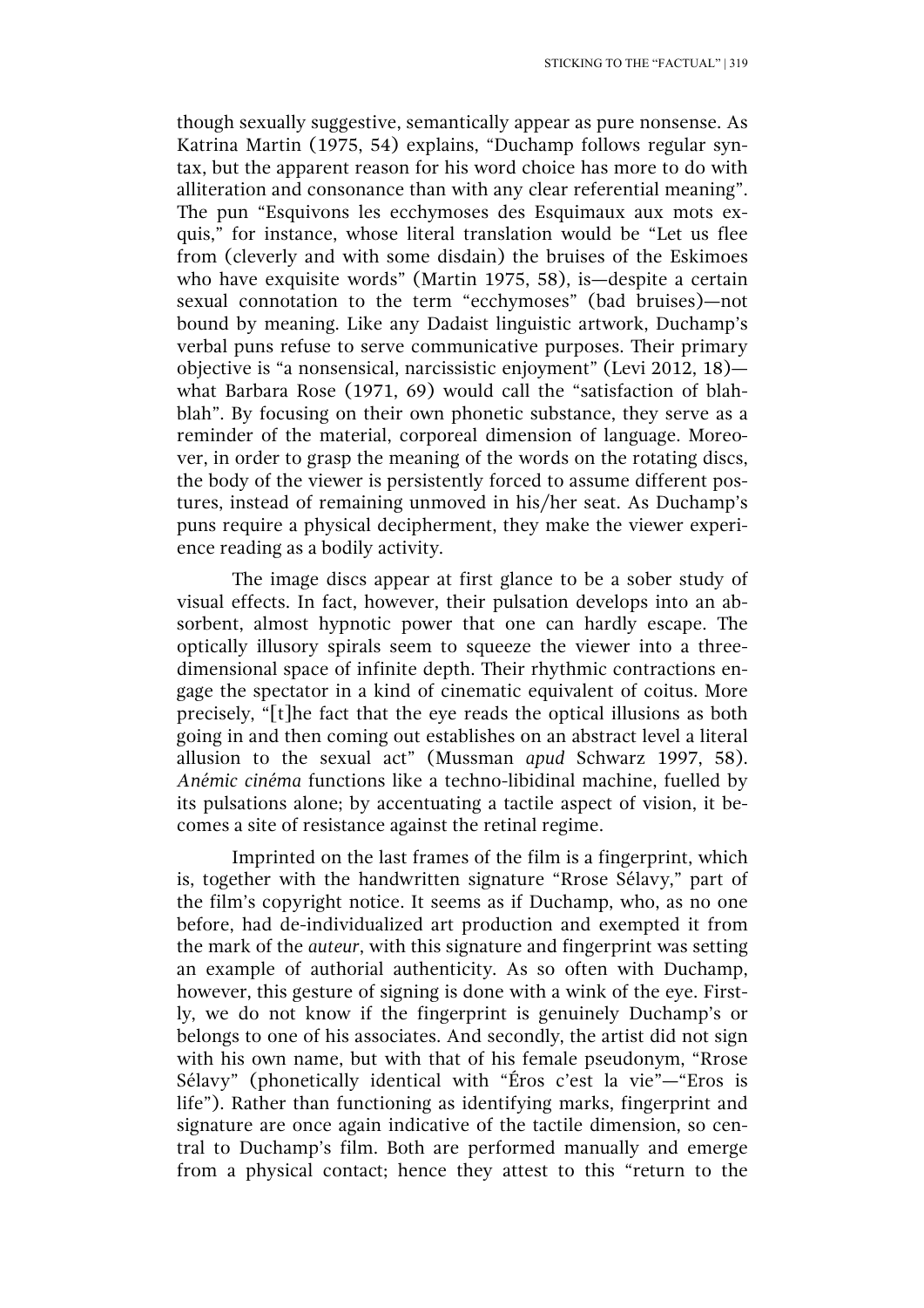though sexually suggestive, semantically appear as pure nonsense. As Katrina Martin (1975, 54) explains, "Duchamp follows regular syntax, but the apparent reason for his word choice has more to do with alliteration and consonance than with any clear referential meaning". The pun "Esquivons les ecchymoses des Esquimaux aux mots exquis," for instance, whose literal translation would be "Let us flee from (cleverly and with some disdain) the bruises of the Eskimoes who have exquisite words" (Martin 1975, 58), is—despite a certain sexual connotation to the term "ecchymoses" (bad bruises)—not bound by meaning. Like any Dadaist linguistic artwork, Duchamp's verbal puns refuse to serve communicative purposes. Their primary objective is "a nonsensical, narcissistic enjoyment" (Levi 2012, 18)—what Barbara Rose (1971, 69) would call the "satisfaction of blah-blah". By focusing on their own phonetic substance, they serve as a reminder of the material, corporeal dimension of language. Moreover, in order to grasp the meaning of the words on the rotating discs, the body of the viewer is persistently forced to assume different postures, instead of remaining unmoved in his/her seat. As Duchamp's puns require a physical decipherment, they make the viewer experience reading as a bodily activity.

The image discs appear at first glance to be a sober study of visual effects. In fact, however, their pulsation develops into an absorbent, almost hypnotic power that one can hardly escape. The optically illusory spirals seem to squeeze the viewer into a three-dimensional space of infinite depth. Their rhythmic contractions engage the spectator in a kind of cinematic equivalent of coitus. More precisely, "[t]he fact that the eye reads the optical illusions as both going in and then coming out establishes on an abstract level a literal allusion to the sexual act" (Mussman *apud* Schwarz 1997, 58). *Anémic cinéma* functions like a techno-libidinal machine, fuelled by its pulsations alone; by accentuating a tactile aspect of vision, it becomes a site of resistance against the retinal regime.

Imprinted on the last frames of the film is a fingerprint, which is, together with the handwritten signature "Rrose Sélavy," part of the film's copyright notice. It seems as if Duchamp, who, as no one before, had de-individualized art production and exempted it from the mark of the *auteur*, with this signature and fingerprint was setting an example of authorial authenticity. As so often with Duchamp, however, this gesture of signing is done with a wink of the eye. Firstly, we do not know if the fingerprint is genuinely Duchamp's or belongs to one of his associates. And secondly, the artist did not sign with his own name, but with that of his female pseudonym, "Rrose Sélavy" (phonetically identical with "Éros c'est la vie"—"Eros is life"). Rather than functioning as identifying marks, fingerprint and signature are once again indicative of the tactile dimension, so central to Duchamp's film. Both are performed manually and emerge from a physical contact; hence they attest to this "return to the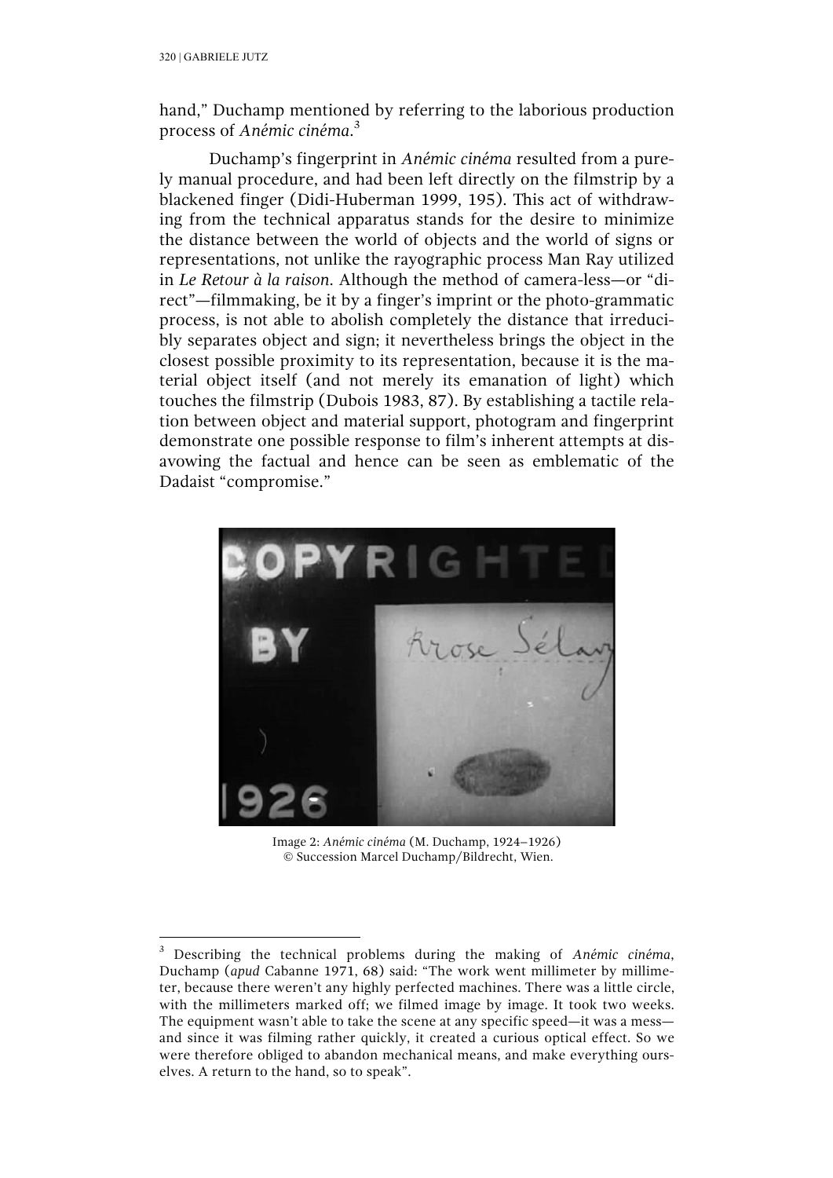hand," Duchamp mentioned by referring to the laborious production process of *Anémic cinéma*.[3]

Duchamp's fingerprint in *Anémic cinéma* resulted from a purely manual procedure, and had been left directly on the filmstrip by a blackened finger (Didi-Huberman 1999, 195). This act of withdrawing from the technical apparatus stands for the desire to minimize the distance between the world of objects and the world of signs or representations, not unlike the rayographic process Man Ray utilized in *Le Retour à la raison*. Although the method of camera-less—or "direct"—filmmaking, be it by a finger's imprint or the photo-grammatic process, is not able to abolish completely the distance that irreducibly separates object and sign; it nevertheless brings the object in the closest possible proximity to its representation, because it is the material object itself (and not merely its emanation of light) which touches the filmstrip (Dubois 1983, 87). By establishing a tactile relation between object and material support, photogram and fingerprint demonstrate one possible response to film's inherent attempts at disavowing the factual and hence can be seen as emblematic of the Dadaist "compromise."

Image 2: *Anémic cinéma* (M. Duchamp, 1924–1926)
© Succession Marcel Duchamp/Bildrecht, Wien.

[3] Describing the technical problems during the making of *Anémic cinéma*, Duchamp (*apud* Cabanne 1971, 68) said: "The work went millimeter by millimeter, because there weren't any highly perfected machines. There was a little circle, with the millimeters marked off; we filmed image by image. It took two weeks. The equipment wasn't able to take the scene at any specific speed—it was a mess—and since it was filming rather quickly, it created a curious optical effect. So we were therefore obliged to abandon mechanical means, and make everything ourselves. A return to the hand, so to speak".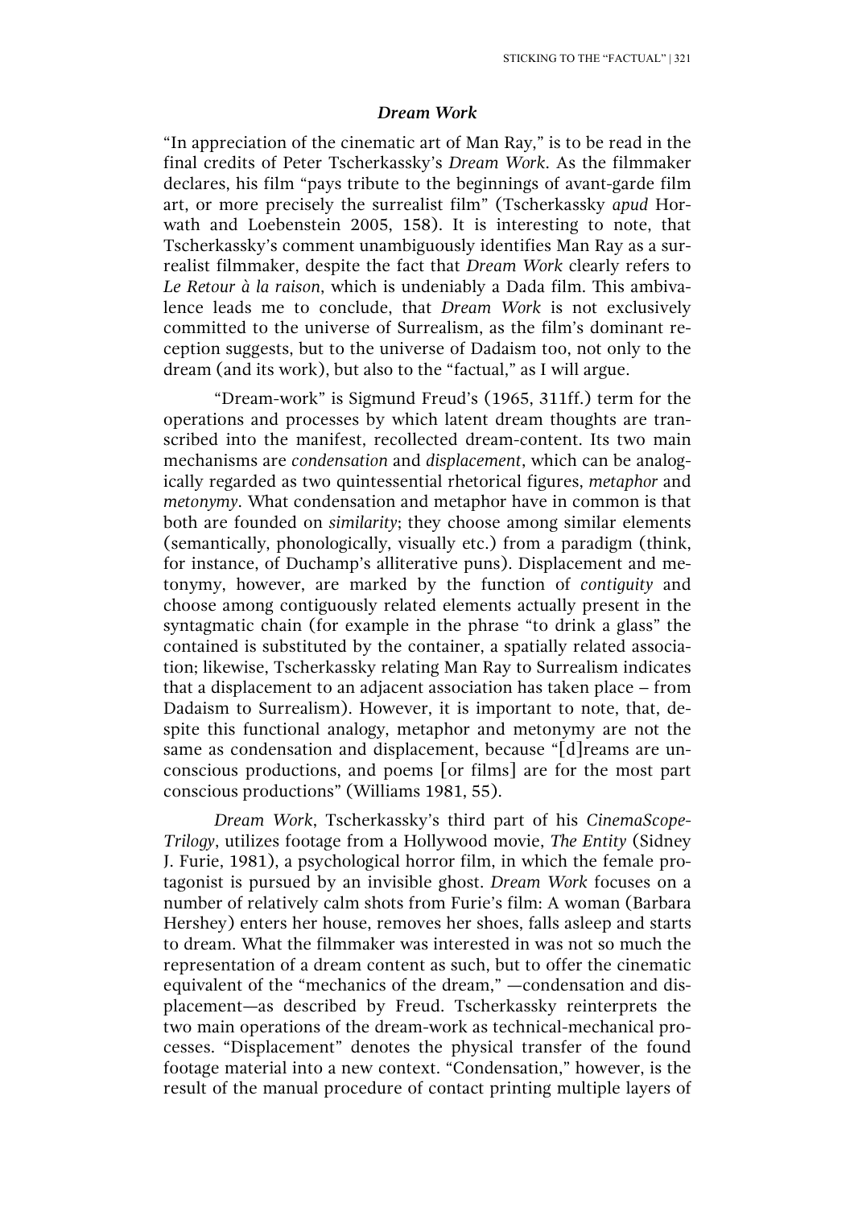### *Dream Work*

"In appreciation of the cinematic art of Man Ray," is to be read in the final credits of Peter Tscherkassky's *Dream Work*. As the filmmaker declares, his film "pays tribute to the beginnings of avant-garde film art, or more precisely the surrealist film" (Tscherkassky *apud* Horwath and Loebenstein 2005, 158). It is interesting to note, that Tscherkassky's comment unambiguously identifies Man Ray as a surrealist filmmaker, despite the fact that *Dream Work* clearly refers to *Le Retour à la raison*, which is undeniably a Dada film. This ambivalence leads me to conclude, that *Dream Work* is not exclusively committed to the universe of Surrealism, as the film's dominant reception suggests, but to the universe of Dadaism too, not only to the dream (and its work), but also to the "factual," as I will argue.

"Dream-work" is Sigmund Freud's (1965, 311ff.) term for the operations and processes by which latent dream thoughts are transcribed into the manifest, recollected dream-content. Its two main mechanisms are *condensation* and *displacement*, which can be analogically regarded as two quintessential rhetorical figures, *metaphor* and *metonymy*. What condensation and metaphor have in common is that both are founded on *similarity*; they choose among similar elements (semantically, phonologically, visually etc.) from a paradigm (think, for instance, of Duchamp's alliterative puns). Displacement and metonymy, however, are marked by the function of *contiguity* and choose among contiguously related elements actually present in the syntagmatic chain (for example in the phrase "to drink a glass" the contained is substituted by the container, a spatially related association; likewise, Tscherkassky relating Man Ray to Surrealism indicates that a displacement to an adjacent association has taken place – from Dadaism to Surrealism). However, it is important to note, that, despite this functional analogy, metaphor and metonymy are not the same as condensation and displacement, because "[d]reams are unconscious productions, and poems [or films] are for the most part conscious productions" (Williams 1981, 55).

*Dream Work*, Tscherkassky's third part of his *CinemaScope-Trilogy*, utilizes footage from a Hollywood movie, *The Entity* (Sidney J. Furie, 1981), a psychological horror film, in which the female protagonist is pursued by an invisible ghost. *Dream Work* focuses on a number of relatively calm shots from Furie's film: A woman (Barbara Hershey) enters her house, removes her shoes, falls asleep and starts to dream. What the filmmaker was interested in was not so much the representation of a dream content as such, but to offer the cinematic equivalent of the "mechanics of the dream," —condensation and displacement—as described by Freud. Tscherkassky reinterprets the two main operations of the dream-work as technical-mechanical processes. "Displacement" denotes the physical transfer of the found footage material into a new context. "Condensation," however, is the result of the manual procedure of contact printing multiple layers of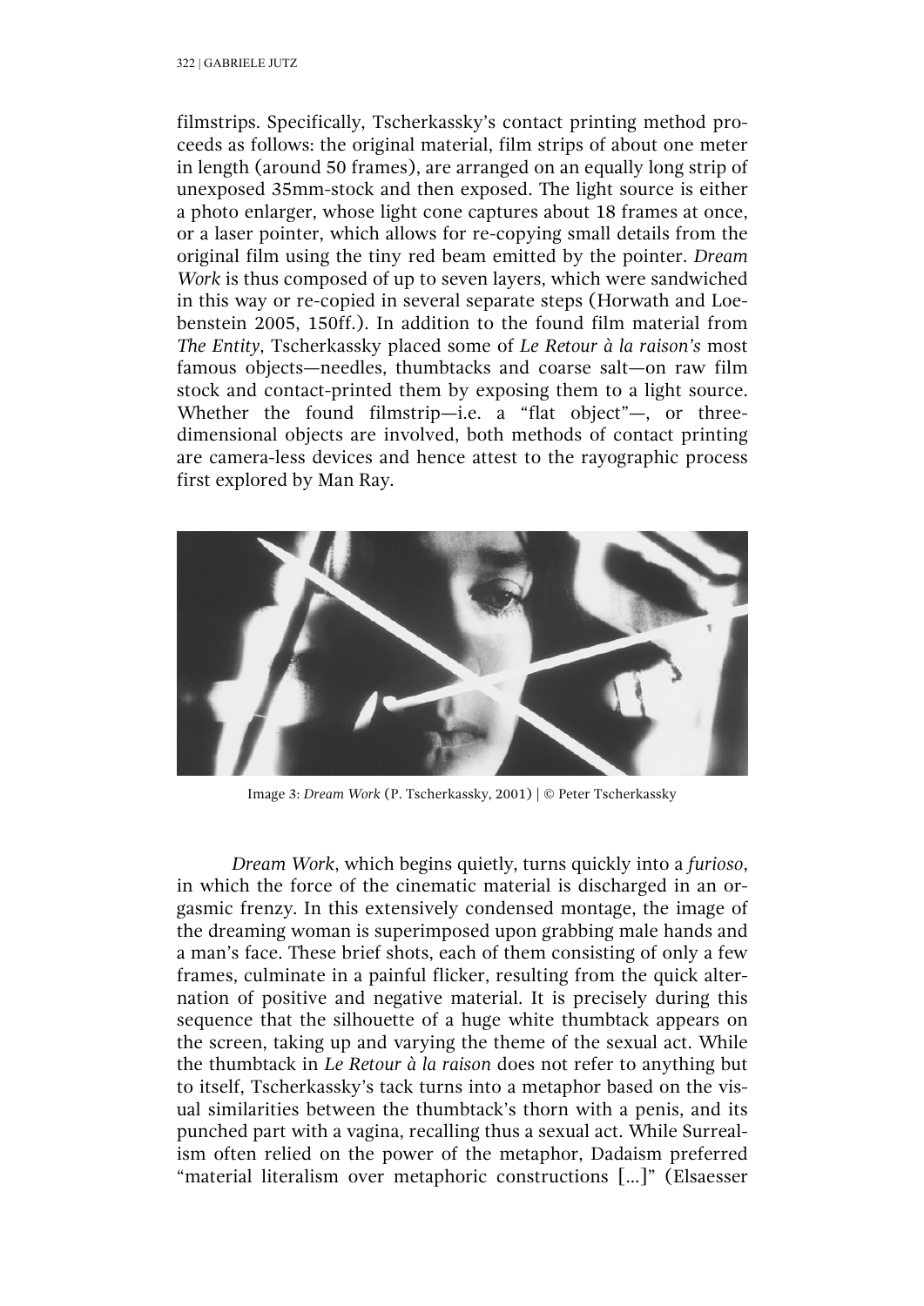filmstrips. Specifically, Tscherkassky's contact printing method proceeds as follows: the original material, film strips of about one meter in length (around 50 frames), are arranged on an equally long strip of unexposed 35mm-stock and then exposed. The light source is either a photo enlarger, whose light cone captures about 18 frames at once, or a laser pointer, which allows for re-copying small details from the original film using the tiny red beam emitted by the pointer. *Dream Work* is thus composed of up to seven layers, which were sandwiched in this way or re-copied in several separate steps (Horwath and Loebenstein 2005, 150ff.). In addition to the found film material from *The Entity*, Tscherkassky placed some of *Le Retour à la raison's* most famous objects—needles, thumbtacks and coarse salt—on raw film stock and contact-printed them by exposing them to a light source. Whether the found filmstrip—i.e. a "flat object"—, or three-dimensional objects are involved, both methods of contact printing are camera-less devices and hence attest to the rayographic process first explored by Man Ray.

Image 3: *Dream Work* (P. Tscherkassky, 2001) | © Peter Tscherkassky

*Dream Work*, which begins quietly, turns quickly into a *furioso*, in which the force of the cinematic material is discharged in an orgasmic frenzy. In this extensively condensed montage, the image of the dreaming woman is superimposed upon grabbing male hands and a man's face. These brief shots, each of them consisting of only a few frames, culminate in a painful flicker, resulting from the quick alternation of positive and negative material. It is precisely during this sequence that the silhouette of a huge white thumbtack appears on the screen, taking up and varying the theme of the sexual act. While the thumbtack in *Le Retour à la raison* does not refer to anything but to itself, Tscherkassky's tack turns into a metaphor based on the visual similarities between the thumbtack's thorn with a penis, and its punched part with a vagina, recalling thus a sexual act. While Surrealism often relied on the power of the metaphor, Dadaism preferred "material literalism over metaphoric constructions […]" (Elsaesser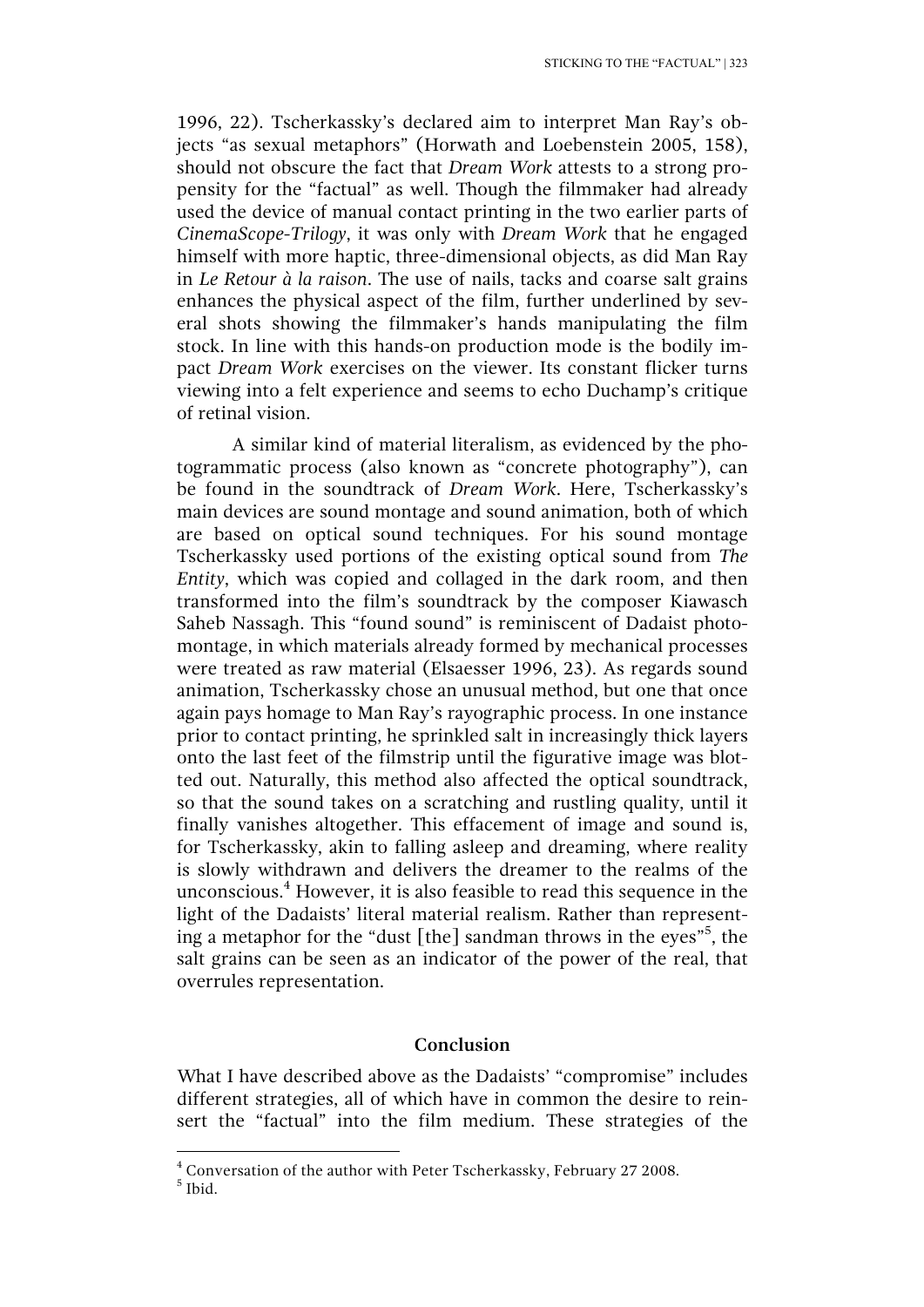1996, 22). Tscherkassky's declared aim to interpret Man Ray's objects "as sexual metaphors" (Horwath and Loebenstein 2005, 158), should not obscure the fact that *Dream Work* attests to a strong propensity for the "factual" as well. Though the filmmaker had already used the device of manual contact printing in the two earlier parts of *CinemaScope-Trilogy*, it was only with *Dream Work* that he engaged himself with more haptic, three-dimensional objects, as did Man Ray in *Le Retour à la raison*. The use of nails, tacks and coarse salt grains enhances the physical aspect of the film, further underlined by several shots showing the filmmaker's hands manipulating the film stock. In line with this hands-on production mode is the bodily impact *Dream Work* exercises on the viewer. Its constant flicker turns viewing into a felt experience and seems to echo Duchamp's critique of retinal vision.

A similar kind of material literalism, as evidenced by the photogrammatic process (also known as "concrete photography"), can be found in the soundtrack of *Dream Work*. Here, Tscherkassky's main devices are sound montage and sound animation, both of which are based on optical sound techniques. For his sound montage Tscherkassky used portions of the existing optical sound from *The Entity*, which was copied and collaged in the dark room, and then transformed into the film's soundtrack by the composer Kiawasch Saheb Nassagh. This "found sound" is reminiscent of Dadaist photomontage, in which materials already formed by mechanical processes were treated as raw material (Elsaesser 1996, 23). As regards sound animation, Tscherkassky chose an unusual method, but one that once again pays homage to Man Ray's rayographic process. In one instance prior to contact printing, he sprinkled salt in increasingly thick layers onto the last feet of the filmstrip until the figurative image was blotted out. Naturally, this method also affected the optical soundtrack, so that the sound takes on a scratching and rustling quality, until it finally vanishes altogether. This effacement of image and sound is, for Tscherkassky, akin to falling asleep and dreaming, where reality is slowly withdrawn and delivers the dreamer to the realms of the unconscious.[4] However, it is also feasible to read this sequence in the light of the Dadaists' literal material realism. Rather than representing a metaphor for the "dust [the] sandman throws in the eyes"[5], the salt grains can be seen as an indicator of the power of the real, that overrules representation.

## Conclusion

What I have described above as the Dadaists' "compromise" includes different strategies, all of which have in common the desire to reinsert the "factual" into the film medium. These strategies of the

---

[4] Conversation of the author with Peter Tscherkassky, February 27 2008.

[5] Ibid.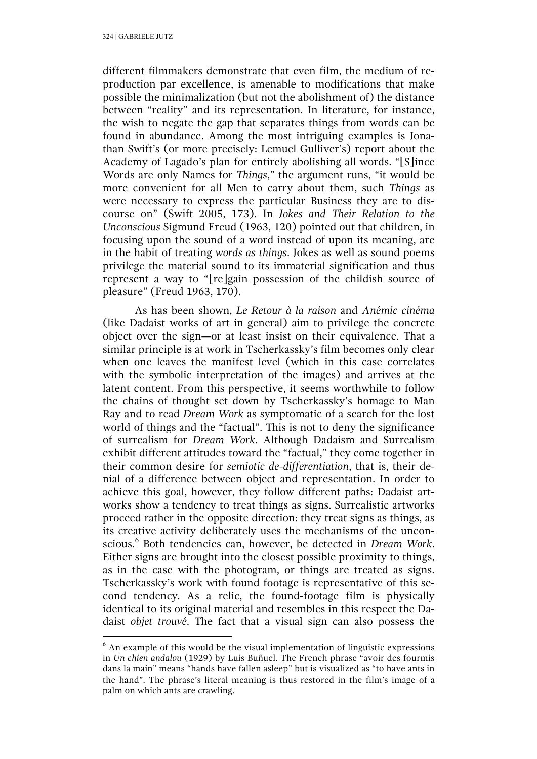different filmmakers demonstrate that even film, the medium of reproduction par excellence, is amenable to modifications that make possible the minimalization (but not the abolishment of) the distance between "reality" and its representation. In literature, for instance, the wish to negate the gap that separates things from words can be found in abundance. Among the most intriguing examples is Jonathan Swift's (or more precisely: Lemuel Gulliver's) report about the Academy of Lagado's plan for entirely abolishing all words. "[S]ince Words are only Names for *Things*," the argument runs, "it would be more convenient for all Men to carry about them, such *Things* as were necessary to express the particular Business they are to discourse on" (Swift 2005, 173). In *Jokes and Their Relation to the Unconscious* Sigmund Freud (1963, 120) pointed out that children, in focusing upon the sound of a word instead of upon its meaning, are in the habit of treating *words as things*. Jokes as well as sound poems privilege the material sound to its immaterial signification and thus represent a way to "[re]gain possession of the childish source of pleasure" (Freud 1963, 170).

As has been shown, *Le Retour à la raison* and *Anémic cinéma* (like Dadaist works of art in general) aim to privilege the concrete object over the sign—or at least insist on their equivalence. That a similar principle is at work in Tscherkassky's film becomes only clear when one leaves the manifest level (which in this case correlates with the symbolic interpretation of the images) and arrives at the latent content. From this perspective, it seems worthwhile to follow the chains of thought set down by Tscherkassky's homage to Man Ray and to read *Dream Work* as symptomatic of a search for the lost world of things and the "factual". This is not to deny the significance of surrealism for *Dream Work*. Although Dadaism and Surrealism exhibit different attitudes toward the "factual," they come together in their common desire for *semiotic de-differentiation*, that is, their denial of a difference between object and representation. In order to achieve this goal, however, they follow different paths: Dadaist artworks show a tendency to treat things as signs. Surrealistic artworks proceed rather in the opposite direction: they treat signs as things, as its creative activity deliberately uses the mechanisms of the unconscious.[6] Both tendencies can, however, be detected in *Dream Work*. Either signs are brought into the closest possible proximity to things, as in the case with the photogram, or things are treated as signs. Tscherkassky's work with found footage is representative of this second tendency. As a relic, the found-footage film is physically identical to its original material and resembles in this respect the Dadaist *objet trouvé*. The fact that a visual sign can also possess the

---

[6] An example of this would be the visual implementation of linguistic expressions in *Un chien andalou* (1929) by Luis Buñuel. The French phrase "avoir des fourmis dans la main" means "hands have fallen asleep" but is visualized as "to have ants in the hand". The phrase's literal meaning is thus restored in the film's image of a palm on which ants are crawling.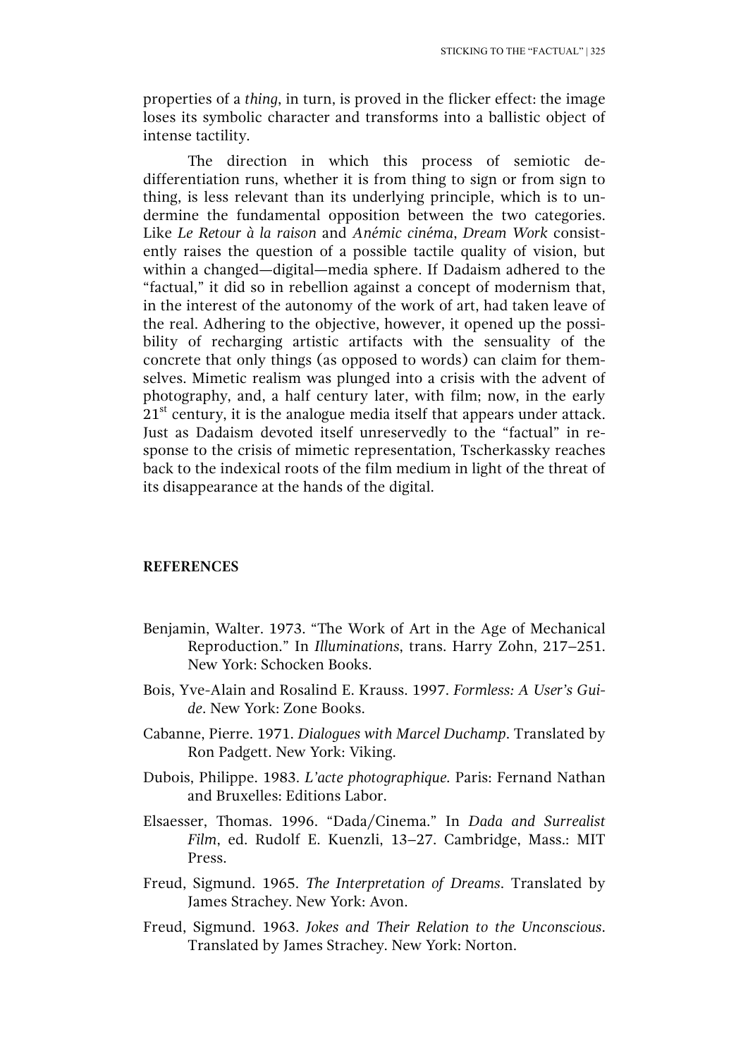properties of a *thing*, in turn, is proved in the flicker effect: the image loses its symbolic character and transforms into a ballistic object of intense tactility.

The direction in which this process of semiotic de-differentiation runs, whether it is from thing to sign or from sign to thing, is less relevant than its underlying principle, which is to undermine the fundamental opposition between the two categories. Like *Le Retour à la raison* and *Anémic cinéma*, *Dream Work* consistently raises the question of a possible tactile quality of vision, but within a changed—digital—media sphere. If Dadaism adhered to the "factual," it did so in rebellion against a concept of modernism that, in the interest of the autonomy of the work of art, had taken leave of the real. Adhering to the objective, however, it opened up the possibility of recharging artistic artifacts with the sensuality of the concrete that only things (as opposed to words) can claim for themselves. Mimetic realism was plunged into a crisis with the advent of photography, and, a half century later, with film; now, in the early 21st century, it is the analogue media itself that appears under attack. Just as Dadaism devoted itself unreservedly to the "factual" in response to the crisis of mimetic representation, Tscherkassky reaches back to the indexical roots of the film medium in light of the threat of its disappearance at the hands of the digital.

## REFERENCES

Benjamin, Walter. 1973. "The Work of Art in the Age of Mechanical Reproduction." In *Illuminations*, trans. Harry Zohn, 217–251. New York: Schocken Books.

Bois, Yve-Alain and Rosalind E. Krauss. 1997. *Formless: A User's Guide*. New York: Zone Books.

Cabanne, Pierre. 1971. *Dialogues with Marcel Duchamp*. Translated by Ron Padgett. New York: Viking.

Dubois, Philippe. 1983. *L'acte photographique*. Paris: Fernand Nathan and Bruxelles: Editions Labor.

Elsaesser, Thomas. 1996. "Dada/Cinema." In *Dada and Surrealist Film*, ed. Rudolf E. Kuenzli, 13–27. Cambridge, Mass.: MIT Press.

Freud, Sigmund. 1965. *The Interpretation of Dreams*. Translated by James Strachey. New York: Avon.

Freud, Sigmund. 1963. *Jokes and Their Relation to the Unconscious*. Translated by James Strachey. New York: Norton.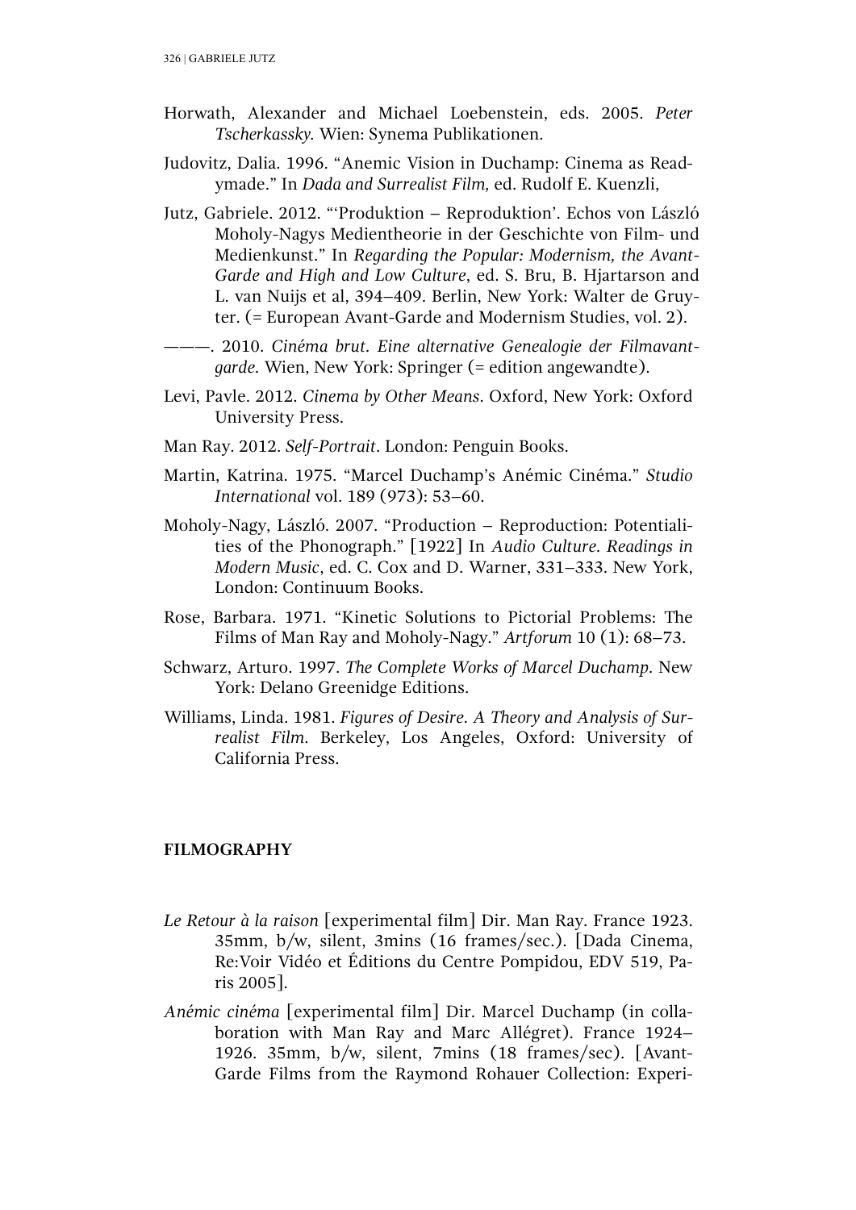Horwath, Alexander and Michael Loebenstein, eds. 2005. *Peter Tscherkassky*. Wien: Synema Publikationen.

Judovitz, Dalia. 1996. "Anemic Vision in Duchamp: Cinema as Readymade." In *Dada and Surrealist Film,* ed. Rudolf E. Kuenzli,

Jutz, Gabriele. 2012. "'Produktion – Reproduktion'. Echos von László Moholy-Nagys Medientheorie in der Geschichte von Film- und Medienkunst." In *Regarding the Popular: Modernism, the Avant-Garde and High and Low Culture*, ed. S. Bru, B. Hjartarson and L. van Nuijs et al, 394–409. Berlin, New York: Walter de Gruyter. (= European Avant-Garde and Modernism Studies, vol. 2).

———. 2010. *Cinéma brut. Eine alternative Genealogie der Filmavantgarde*. Wien, New York: Springer (= edition angewandte).

Levi, Pavle. 2012. *Cinema by Other Means*. Oxford, New York: Oxford University Press.

Man Ray. 2012. *Self-Portrait*. London: Penguin Books.

Martin, Katrina. 1975. "Marcel Duchamp's Anémic Cinéma." *Studio International* vol. 189 (973): 53–60.

Moholy-Nagy, László. 2007. "Production – Reproduction: Potentialities of the Phonograph." [1922] In *Audio Culture. Readings in Modern Music*, ed. C. Cox and D. Warner, 331–333. New York, London: Continuum Books.

Rose, Barbara. 1971. "Kinetic Solutions to Pictorial Problems: The Films of Man Ray and Moholy-Nagy." *Artforum* 10 (1): 68–73.

Schwarz, Arturo. 1997. *The Complete Works of Marcel Duchamp*. New York: Delano Greenidge Editions.

Williams, Linda. 1981. *Figures of Desire. A Theory and Analysis of Surrealist Film*. Berkeley, Los Angeles, Oxford: University of California Press.

## FILMOGRAPHY

*Le Retour à la raison* [experimental film] Dir. Man Ray. France 1923. 35mm, b/w, silent, 3mins (16 frames/sec.). [Dada Cinema, Re:Voir Vidéo et Éditions du Centre Pompidou, EDV 519, Paris 2005].

*Anémic cinéma* [experimental film] Dir. Marcel Duchamp (in collaboration with Man Ray and Marc Allégret). France 1924–1926. 35mm, b/w, silent, 7mins (18 frames/sec). [Avant-Garde Films from the Raymond Rohauer Collection: Experi-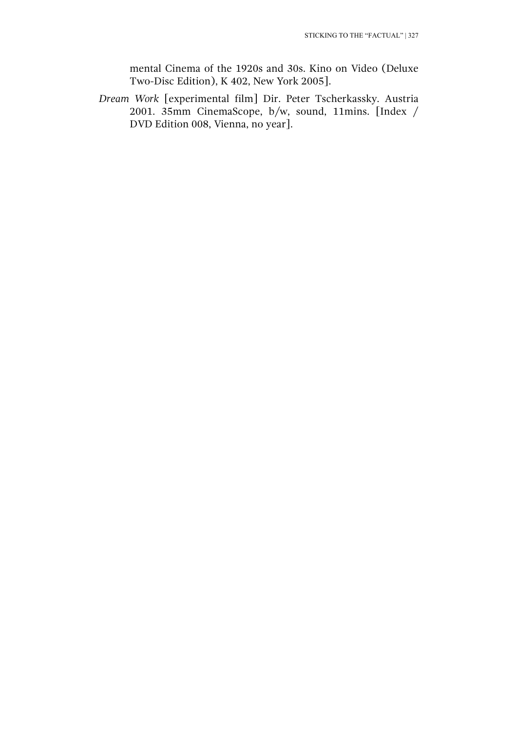mental Cinema of the 1920s and 30s. Kino on Video (Deluxe Two-Disc Edition), K 402, New York 2005].

*Dream Work* [experimental film] Dir. Peter Tscherkassky. Austria 2001. 35mm CinemaScope, b/w, sound, 11mins. [Index / DVD Edition 008, Vienna, no year].